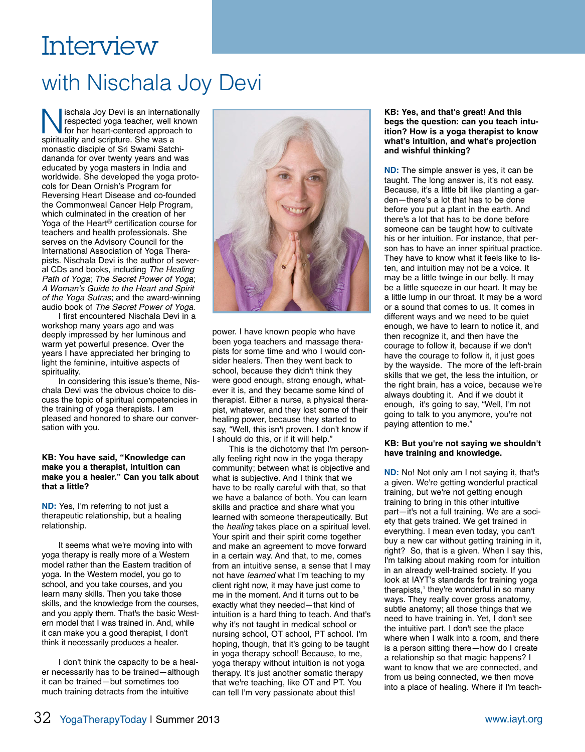# Interview

## with Nischala Joy Devi

Nischala Joy Devi is an internationally respected yoga teacher, well known for her heart-centered approach to spirituality and scripture. She was a monastic disciple of Sri Swami Satchidananda for over twenty years and was educated by yoga masters in India and worldwide. She developed the yoga protocols for Dean Ornish's Program for Reversing Heart Disease and co-founded the Commonweal Cancer Help Program, which culminated in the creation of her Yoga of the Heart® certification course for teachers and health professionals. She serves on the Advisory Council for the International Association of Yoga Therapists. Nischala Devi is the author of several CDs and books, including *The Healing Path of Yoga*; *The Secret Power of Yoga*; *A Woman's Guide to the Heart and Spirit of the Yoga Sutras*; and the award-winning audio book of *The Secret Power of Yoga*.

I first encountered Nischala Devi in a workshop many years ago and was deeply impressed by her luminous and warm yet powerful presence. Over the years I have appreciated her bringing to light the feminine, intuitive aspects of spirituality.

In considering this issue's theme, Nischala Devi was the obvious choice to discuss the topic of spiritual competencies in the training of yoga therapists. I am pleased and honored to share our conversation with you.

**KB: You have said, "Knowledge can make you a therapist, intuition can make you a healer." Can you talk about that a little?**

**ND:** Yes, I'm referring to not just a therapeutic relationship, but a healing relationship.

It seems what we're moving into with yoga therapy is really more of a Western model rather than the Eastern tradition of yoga. In the Western model, you go to school, and you take courses, and you learn many skills. Then you take those skills, and the knowledge from the courses, and you apply them. That's the basic Western model that I was trained in. And, while it can make you a good therapist, I don't think it necessarily produces a healer.

I don't think the capacity to be a healer necessarily has to be trained—although it can be trained—but sometimes too much training detracts from the intuitive power. I have known people who have been yoga teachers and massage therapists for some time and who I would consider healers. Then they went back to school, because they didn't think they were good enough, strong enough, whatever it is, and they became some kind of therapist. Either a nurse, a physical therapist, whatever, and they lost some of their healing power, because they started to say, "Well, this isn't proven. I don't know if I should do this, or if it will help."

This is the dichotomy that I'm personally feeling right now in the yoga therapy community; between what is objective and what is subjective. And I think that we have to be really careful with that, so that we have a balance of both. You can learn skills and practice and share what you learned with someone therapeutically. But the *healing* takes place on a spiritual level. Your spirit and their spirit come together and make an agreement to move forward in a certain way. And that, to me, comes from an intuitive sense, a sense that I may not have *learned* what I'm teaching to my client right now, it may have just come to me in the moment. And it turns out to be exactly what they needed—that kind of intuition is a hard thing to teach. And that's why it's not taught in medical school or nursing school, OT school, PT school. I'm hoping, though, that it's going to be taught in yoga therapy school! Because, to me, yoga therapy without intuition is not yoga therapy. It's just another somatic therapy that we're teaching, like OT and PT. You can tell I'm very passionate about this!

**KB: Yes, and that's great! And this begs the question: can you teach intuition? How is a yoga therapist to know what's intuition, and what's projection and wishful thinking?**

**ND:** The simple answer is yes, it can be taught. The long answer is, it's not easy. Because, it's a little bit like planting a garden—there's a lot that has to be done before you put a plant in the earth. And there's a lot that has to be done before someone can be taught how to cultivate his or her intuition. For instance, that person has to have an inner spiritual practice. They have to know what it feels like to listen, and intuition may not be a voice. It may be a little twinge in our belly. It may be a little squeeze in our heart. It may be a little lump in our throat. It may be a word or a sound that comes to us. It comes in different ways and we need to be quiet enough, we have to learn to notice it, and then recognize it, and then have the courage to follow it, because if we don't have the courage to follow it, it just goes by the wayside. The more of the left-brain skills that we get, the less the intuition, or the right brain, has a voice, because we're always doubting it. And if we doubt it enough, it's going to say, "Well, I'm not going to talk to you anymore, you're not paying attention to me."

**KB: But you're not saying we shouldn't have training and knowledge.**

**ND:** No! Not only am I not saying it, that's a given. We're getting wonderful practical training, but we're not getting enough training to bring in this other intuitive part—it's not a full training. We are a society that gets trained. We get trained in everything. I mean even today, you can't buy a new car without getting training in it, right? So, that is a given. When I say this, I'm talking about making room for intuition in an already well-trained society. If you look at IAYT's standards for training yoga therapists,[1] they're wonderful in so many ways. They really cover gross anatomy, subtle anatomy; all those things that we need to have training in. Yet, I don't see the intuitive part. I don't see the place where when I walk into a room, and there is a person sitting there—how do I create a relationship so that magic happens? I want to know that we are connected, and from us being connected, we then move into a place of healing. Where if I'm teach-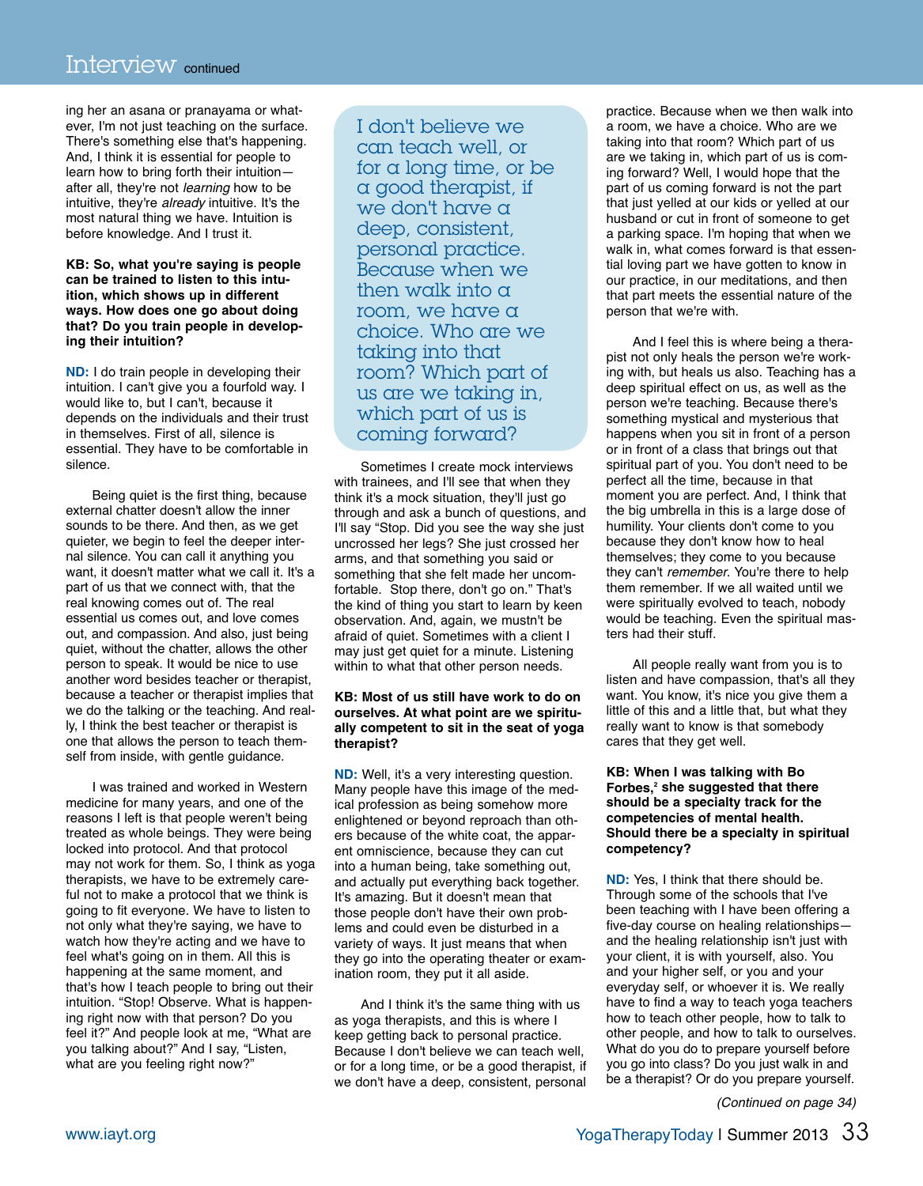ing her an asana or pranayama or whatever, I'm not just teaching on the surface. There's something else that's happening. And, I think it is essential for people to learn how to bring forth their intuition—after all, they're not *learning* how to be intuitive, they're *already* intuitive. It's the most natural thing we have. Intuition is before knowledge. And I trust it.

**KB: So, what you're saying is people can be trained to listen to this intuition, which shows up in different ways. How does one go about doing that? Do you train people in developing their intuition?**

**ND:** I do train people in developing their intuition. I can't give you a fourfold way. I would like to, but I can't, because it depends on the individuals and their trust in themselves. First of all, silence is essential. They have to be comfortable in silence.

Being quiet is the first thing, because external chatter doesn't allow the inner sounds to be there. And then, as we get quieter, we begin to feel the deeper internal silence. You can call it anything you want, it doesn't matter what we call it. It's a part of us that we connect with, that the real knowing comes out of. The real essential us comes out, and love comes out, and compassion. And also, just being quiet, without the chatter, allows the other person to speak. It would be nice to use another word besides teacher or therapist, because a teacher or therapist implies that we do the talking or the teaching. And really, I think the best teacher or therapist is one that allows the person to teach themself from inside, with gentle guidance.

I was trained and worked in Western medicine for many years, and one of the reasons I left is that people weren't being treated as whole beings. They were being locked into protocol. And that protocol may not work for them. So, I think as yoga therapists, we have to be extremely careful not to make a protocol that we think is going to fit everyone. We have to listen to not only what they're saying, we have to watch how they're acting and we have to feel what's going on in them. All this is happening at the same moment, and that's how I teach people to bring out their intuition. "Stop! Observe. What is happening right now with that person? Do you feel it?" And people look at me, "What are you talking about?" And I say, "Listen, what are you feeling right now?"

> I don't believe we can teach well, or for a long time, or be a good therapist, if we don't have a deep, consistent, personal practice. Because when we then walk into a room, we have a choice. Who are we taking into that room? Which part of us are we taking in, which part of us is coming forward?

Sometimes I create mock interviews with trainees, and I'll see that when they think it's a mock situation, they'll just go through and ask a bunch of questions, and I'll say "Stop. Did you see the way she just uncrossed her legs? She just crossed her arms, and that something you said or something that she felt made her uncomfortable. Stop there, don't go on." That's the kind of thing you start to learn by keen observation. And, again, we mustn't be afraid of quiet. Sometimes with a client I may just get quiet for a minute. Listening within to what that other person needs.

**KB: Most of us still have work to do on ourselves. At what point are we spiritually competent to sit in the seat of yoga therapist?**

**ND:** Well, it's a very interesting question. Many people have this image of the medical profession as being somehow more enlightened or beyond reproach than others because of the white coat, the apparent omniscience, because they can cut into a human being, take something out, and actually put everything back together. It's amazing. But it doesn't mean that those people don't have their own problems and could even be disturbed in a variety of ways. It just means that when they go into the operating theater or examination room, they put it all aside.

And I think it's the same thing with us as yoga therapists, and this is where I keep getting back to personal practice. Because I don't believe we can teach well, or for a long time, or be a good therapist, if we don't have a deep, consistent, personal practice. Because when we then walk into a room, we have a choice. Who are we taking into that room? Which part of us are we taking in, which part of us is coming forward? Well, I would hope that the part of us coming forward is not the part that just yelled at our kids or yelled at our husband or cut in front of someone to get a parking space. I'm hoping that when we walk in, what comes forward is that essential loving part we have gotten to know in our practice, in our meditations, and then that part meets the essential nature of the person that we're with.

And I feel this is where being a therapist not only heals the person we're working with, but heals us also. Teaching has a deep spiritual effect on us, as well as the person we're teaching. Because there's something mystical and mysterious that happens when you sit in front of a person or in front of a class that brings out that spiritual part of you. You don't need to be perfect all the time, because in that moment you are perfect. And, I think that the big umbrella in this is a large dose of humility. Your clients don't come to you because they don't know how to heal themselves; they come to you because they can't *remember*. You're there to help them remember. If we all waited until we were spiritually evolved to teach, nobody would be teaching. Even the spiritual masters had their stuff.

All people really want from you is to listen and have compassion, that's all they want. You know, it's nice you give them a little of this and a little that, but what they really want to know is that somebody cares that they get well.

**KB: When I was talking with Bo Forbes,[2] she suggested that there should be a specialty track for the competencies of mental health. Should there be a specialty in spiritual competency?**

**ND:** Yes, I think that there should be. Through some of the schools that I've been teaching with I have been offering a five-day course on healing relationships—and the healing relationship isn't just with your client, it is with yourself, also. You and your higher self, or you and your everyday self, or whoever it is. We really have to find a way to teach yoga teachers how to teach other people, how to talk to other people, and how to talk to ourselves. What do you do to prepare yourself before you go into class? Do you just walk in and be a therapist? Or do you prepare yourself.

*(Continued on page 34)*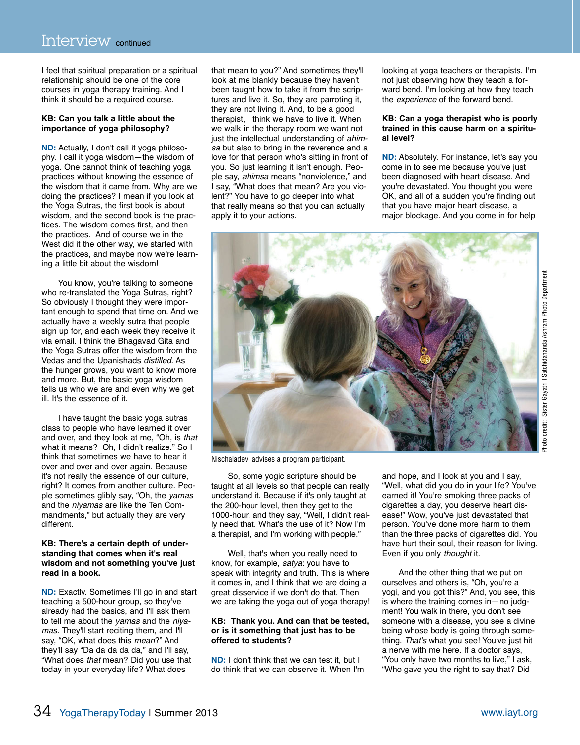I feel that spiritual preparation or a spiritual relationship should be one of the core courses in yoga therapy training. And I think it should be a required course.

**KB: Can you talk a little about the importance of yoga philosophy?**

**ND:** Actually, I don't call it yoga philosophy. I call it yoga wisdom—the wisdom of yoga. One cannot think of teaching yoga practices without knowing the essence of the wisdom that it came from. Why are we doing the practices? I mean if you look at the Yoga Sutras, the first book is about wisdom, and the second book is the practices. The wisdom comes first, and then the practices. And of course we in the West did it the other way, we started with the practices, and maybe now we're learning a little bit about the wisdom!

You know, you're talking to someone who re-translated the Yoga Sutras, right? So obviously I thought they were important enough to spend that time on. And we actually have a weekly sutra that people sign up for, and each week they receive it via email. I think the Bhagavad Gita and the Yoga Sutras offer the wisdom from the Vedas and the Upanishads *distilled*. As the hunger grows, you want to know more and more. But, the basic yoga wisdom tells us who we are and even why we get ill. It's the essence of it.

I have taught the basic yoga sutras class to people who have learned it over and over, and they look at me, "Oh, is *that* what it means? Oh, I didn't realize." So I think that sometimes we have to hear it over and over and over again. Because it's not really the essence of our culture, right? It comes from another culture. People sometimes glibly say, "Oh, the *yamas* and the *niyamas* are like the Ten Commandments," but actually they are very different.

**KB: There's a certain depth of understanding that comes when it's real wisdom and not something you've just read in a book.**

**ND:** Exactly. Sometimes I'll go in and start teaching a 500-hour group, so they've already had the basics, and I'll ask them to tell me about the *yamas* and the *niyamas*. They'll start reciting them, and I'll say, "OK, what does this *mean*?" And they'll say "Da da da da da," and I'll say, "What does *that* mean? Did you use that today in your everyday life? What does that mean to you?" And sometimes they'll look at me blankly because they haven't been taught how to take it from the scriptures and live it. So, they are parroting it, they are not living it. And, to be a good therapist, I think we have to live it. When we walk in the therapy room we want not just the intellectual understanding of *ahimsa* but also to bring in the reverence and a love for that person who's sitting in front of you. So just learning it isn't enough. People say, *ahimsa* means "nonviolence," and I say, "What does that mean? Are you violent?" You have to go deeper into what that really means so that you can actually apply it to your actions.

Nischaladevi advises a program participant.

Photo credit: Sister Gayatri | Satchidananda Ashram Photo Department

So, some yogic scripture should be taught at all levels so that people can really understand it. Because if it's only taught at the 200-hour level, then they get to the 1000-hour, and they say, "Well, I didn't really need that. What's the use of it? Now I'm a therapist, and I'm working with people."

Well, that's when you really need to know, for example, *satya*: you have to speak with integrity and truth. This is where it comes in, and I think that we are doing a great disservice if we don't do that. Then we are taking the yoga out of yoga therapy!

**KB: Thank you. And can that be tested, or is it something that just has to be offered to students?**

**ND:** I don't think that we can test it, but I do think that we can observe it. When I'm looking at yoga teachers or therapists, I'm not just observing how they teach a forward bend. I'm looking at how they teach the *experience* of the forward bend.

**KB: Can a yoga therapist who is poorly trained in this cause harm on a spiritual level?**

**ND:** Absolutely. For instance, let's say you come in to see me because you've just been diagnosed with heart disease. And you're devastated. You thought you were OK, and all of a sudden you're finding out that you have major heart disease, a major blockage. And you come in for help and hope, and I look at you and I say, "Well, what did you do in your life? You've earned it! You're smoking three packs of cigarettes a day, you deserve heart disease!" Wow, you've just devastated that person. You've done more harm to them than the three packs of cigarettes did. You have hurt their soul, their reason for living. Even if you only *thought* it.

And the other thing that we put on ourselves and others is, "Oh, you're a yogi, and you got this?" And, you see, this is where the training comes in—no judgment! You walk in there, you don't see someone with a disease, you see a divine being whose body is going through something. *That's* what you see! You've just hit a nerve with me here. If a doctor says, "You only have two months to live," I ask, "Who gave you the right to say that? Did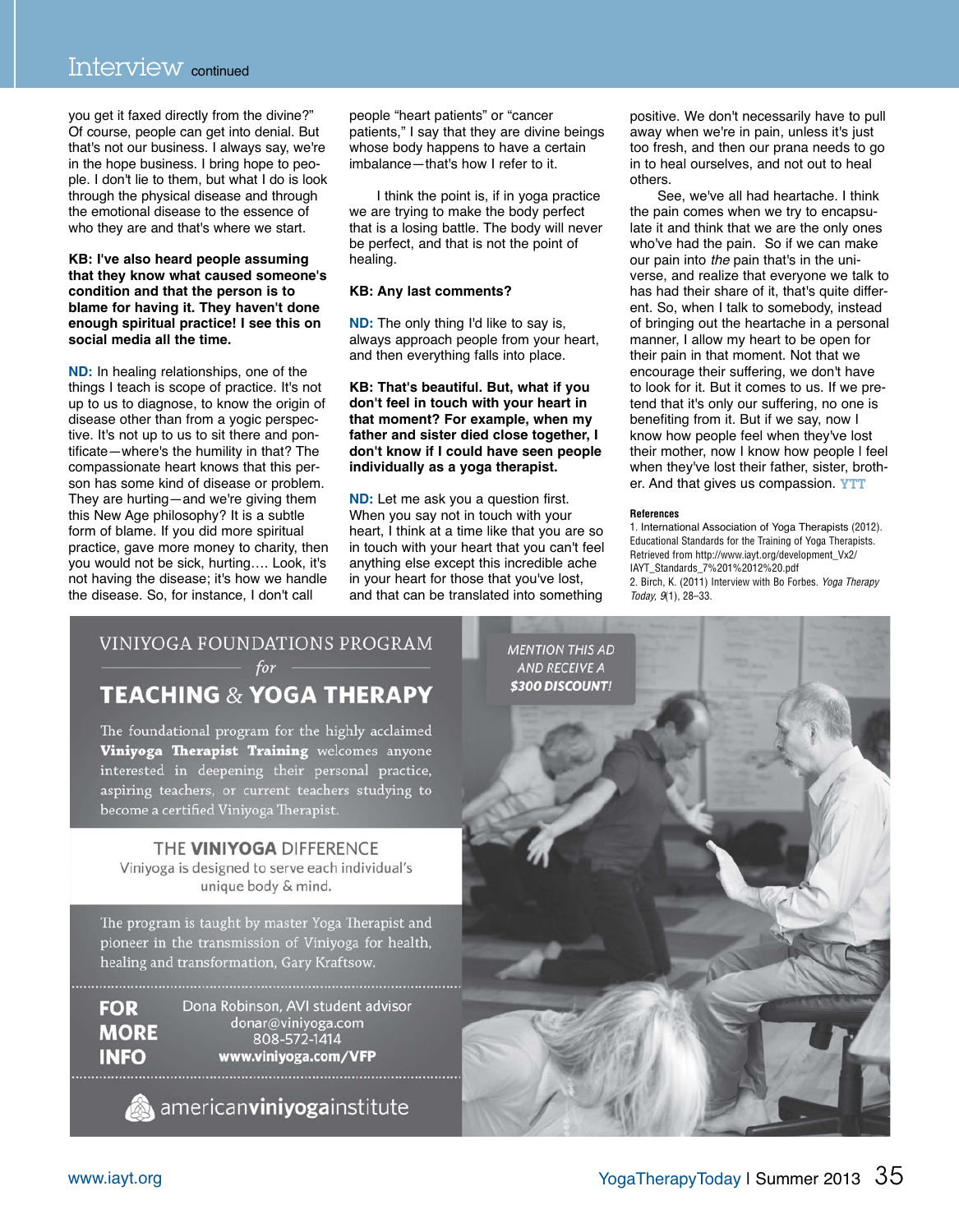you get it faxed directly from the divine?" Of course, people can get into denial. But that's not our business. I always say, we're in the hope business. I bring hope to people. I don't lie to them, but what I do is look through the physical disease and through the emotional disease to the essence of who they are and that's where we start.

**KB: I've also heard people assuming that they know what caused someone's condition and that the person is to blame for having it. They haven't done enough spiritual practice! I see this on social media all the time.**

**ND:** In healing relationships, one of the things I teach is scope of practice. It's not up to us to diagnose, to know the origin of disease other than from a yogic perspective. It's not up to us to sit there and pontificate—where's the humility in that? The compassionate heart knows that this person has some kind of disease or problem. They are hurting—and we're giving them this New Age philosophy? It is a subtle form of blame. If you did more spiritual practice, gave more money to charity, then you would not be sick, hurting…. Look, it's not having the disease; it's how we handle the disease. So, for instance, I don't call people "heart patients" or "cancer patients," I say that they are divine beings whose body happens to have a certain imbalance—that's how I refer to it.

I think the point is, if in yoga practice we are trying to make the body perfect that is a losing battle. The body will never be perfect, and that is not the point of healing.

**KB: Any last comments?**

**ND:** The only thing I'd like to say is, always approach people from your heart, and then everything falls into place.

**KB: That's beautiful. But, what if you don't feel in touch with your heart in that moment? For example, when my father and sister died close together, I don't know if I could have seen people individually as a yoga therapist.**

**ND:** Let me ask you a question first. When you say not in touch with your heart, I think at a time like that you are so in touch with your heart that you can't feel anything else except this incredible ache in your heart for those that you've lost, and that can be translated into something positive. We don't necessarily have to pull away when we're in pain, unless it's just too fresh, and then our prana needs to go in to heal ourselves, and not out to heal others.

See, we've all had heartache. I think the pain comes when we try to encapsulate it and think that we are the only ones who've had the pain. So if we can make our pain into *the* pain that's in the universe, and realize that everyone we talk to has had their share of it, that's quite different. So, when I talk to somebody, instead of bringing out the heartache in a personal manner, I allow my heart to be open for their pain in that moment. Not that we encourage their suffering, we don't have to look for it. But it comes to us. If we pretend that it's only our suffering, no one is benefiting from it. But if we say, now I know how people feel when they've lost their mother, now I know how people I feel when they've lost their father, sister, brother. And that gives us compassion. YTT

#### References

1. International Association of Yoga Therapists (2012). Educational Standards for the Training of Yoga Therapists. Retrieved from http://www.iayt.org/development_Vx2/IAYT_Standards_7%201%2012%20.pdf
2. Birch, K. (2011) Interview with Bo Forbes. *Yoga Therapy Today, 9*(1), 28–33.

VINIYOGA FOUNDATIONS PROGRAM *for* **TEACHING & YOGA THERAPY**

The foundational program for the highly acclaimed **Viniyoga Therapist Training** welcomes anyone interested in deepening their personal practice, aspiring teachers, or current teachers studying to become a certified Viniyoga Therapist.

THE **VINIYOGA** DIFFERENCE
Viniyoga is designed to serve each individual's unique body & mind.

The program is taught by master Yoga Therapist and pioneer in the transmission of Viniyoga for health, healing and transformation, Gary Kraftsow.

*MENTION THIS AD AND RECEIVE A **$300 DISCOUNT!***

**FOR MORE INFO**
Dona Robinson, AVI student advisor
donar@viniyoga.com
808-572-1414
**www.viniyoga.com/VFP**

americanviniyogainstitute